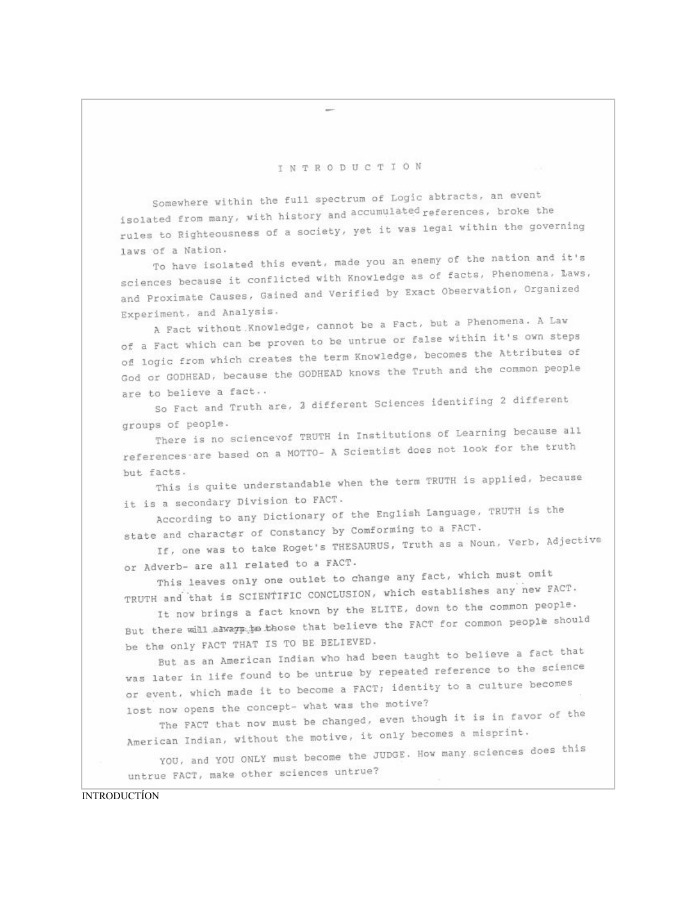# I N T R O D U C T I O N

Somewhere within the full spectrum of Logic abtracts, an event isolated from many, with history and accumulated references, broke the rules to Righteousness of a society, yet it was legal within the governing laws of a Nation.

To have isolated this event, made you an enemy of the nation and it's sciences because it conflicted with Knowledge as of facts, Phenomena, Laws, and Proximate Causes, Gained and Verified by Exact Observation, Organized Experiment, and Analysis.

A Fact without Knowledge, cannot be a Fact, but a Phenomena. A Law of a Fact which can be proven to be untrue or false within it's own steps of logic from which creates the term Knowledge, becomes the Attributes of God or GODHEAD, because the GODHEAD knows the Truth and the common people are to believe a fact..

So Fact and Truth are, 2 different Sciences identifing 2 different groups of people.

There is no sciencevof TRUTH in Institutions of Learning because all references are based on a MOTTO- A Scientist does not look for the truth but facts.

This is quite understandable when the term TRUTH is applied, because it is a secondary Division to FACT.

According to any Dictionary of the English Language, TRUTH is the state and character of Constancy by Comforming to a FACT.

If, one was to take Roget's THESAURUS, Truth as a Noun, Verb, Adjective or Adverb- are all related to a FACT.

This leaves only one outlet to change any fact, which must omit TRUTH and that is SCIENTIFIC CONCLUSION, which establishes any new FACT.

It now brings a fact known by the ELITE, down to the common people. But there will always be those that believe the FACT for common people should be the only FACT THAT IS TO BE BELIEVED.

But as an American Indian who had been taught to believe a fact that was later in life found to be untrue by repeated reference to the science or event, which made it to become a FACT; identity to a culture becomes lost now opens the concept- what was the motive?

The FACT that now must be changed, even though it is in favor of the American Indian, without the motive, it only becomes a misprint.

YOU, and YOU ONLY must become the JUDGE. How many sciences does this untrue FACT, make other sciences untrue?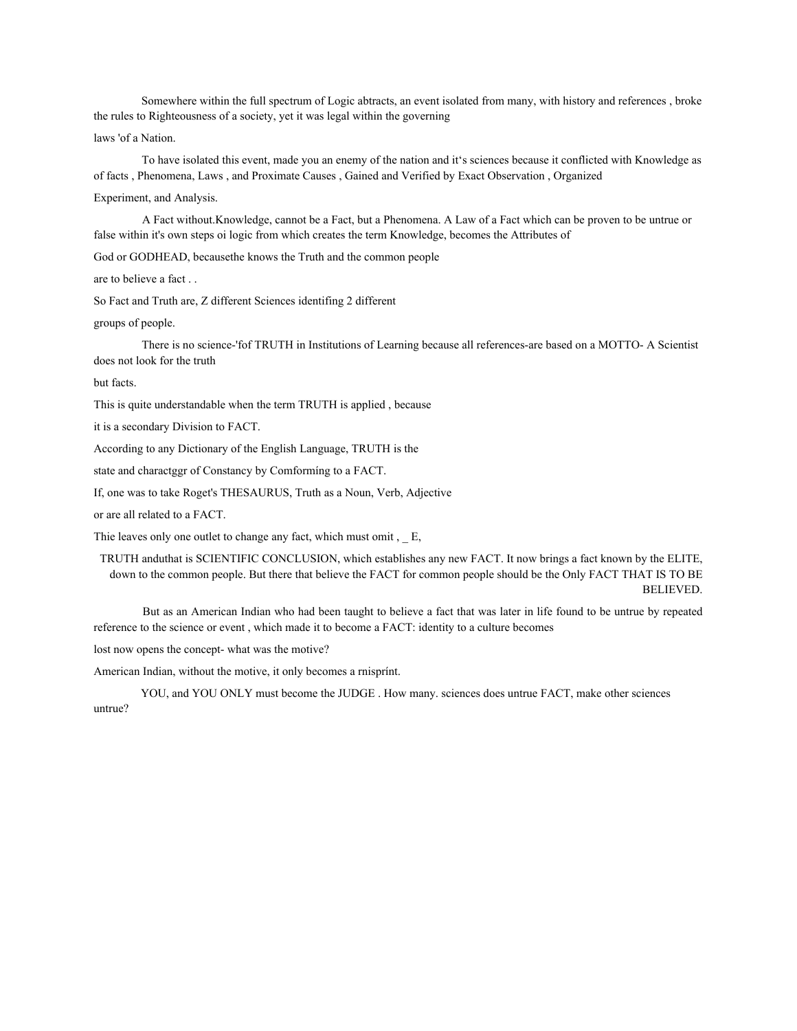Somewhere within the full spectrum of Logic abtracts, an event isolated from many, with history and references , broke the rules to Righteousness of a society, yet it was legal within the governing

laws 'of a Nation.

To have isolated this event, made you an enemy of the nation and it's sciences because it conflicted with Knowledge as of facts , Phenomena, Laws , and Proximate Causes , Gained and Verified by Exact Observation , Organized

Experiment, and Analysis.

A Fact without.Knowledge, cannot be a Fact, but a Phenomena. A Law of a Fact which can be proven to be untrue or false within it's own steps oi logic from which creates the term Knowledge, becomes the Attributes of

God or GODHEAD, becausethe knows the Truth and the common people

are to believe a fact . .

So Fact and Truth are, Z different Sciences identifing 2 different

groups of people.

There is no science-'fof TRUTH in Institutions of Learning because all references-are based on a MOTTO- A Scientist does not look for the truth

but facts.

This is quite understandable when the term TRUTH is applied , because

it is a secondary Division to FACT.

According to any Dictionary of the English Language, TRUTH is the

state and charactggr of Constancy by Comformíng to a FACT.

If, one was to take Roget's THESAURUS, Truth as a Noun, Verb, Adjective

or are all related to a FACT.

Thie leaves only one outlet to change any fact, which must omit , _ E,

TRUTH anduthat is SCIENTIFIC CONCLUSION, which establishes any new FACT. It now brings a fact known by the ELITE, down to the common people. But there that believe the FACT for common people should be the Only FACT THAT IS TO BE BELIEVED.

But as an American Indian who had been taught to believe a fact that was later in life found to be untrue by repeated reference to the science or event , which made it to become a FACT: identity to a culture becomes

lost now opens the concept- what was the motive?

American Indian, without the motive, it only becomes a rnisprínt.

YOU, and YOU ONLY must become the JUDGE . How many. sciences does untrue FACT, make other sciences untrue?